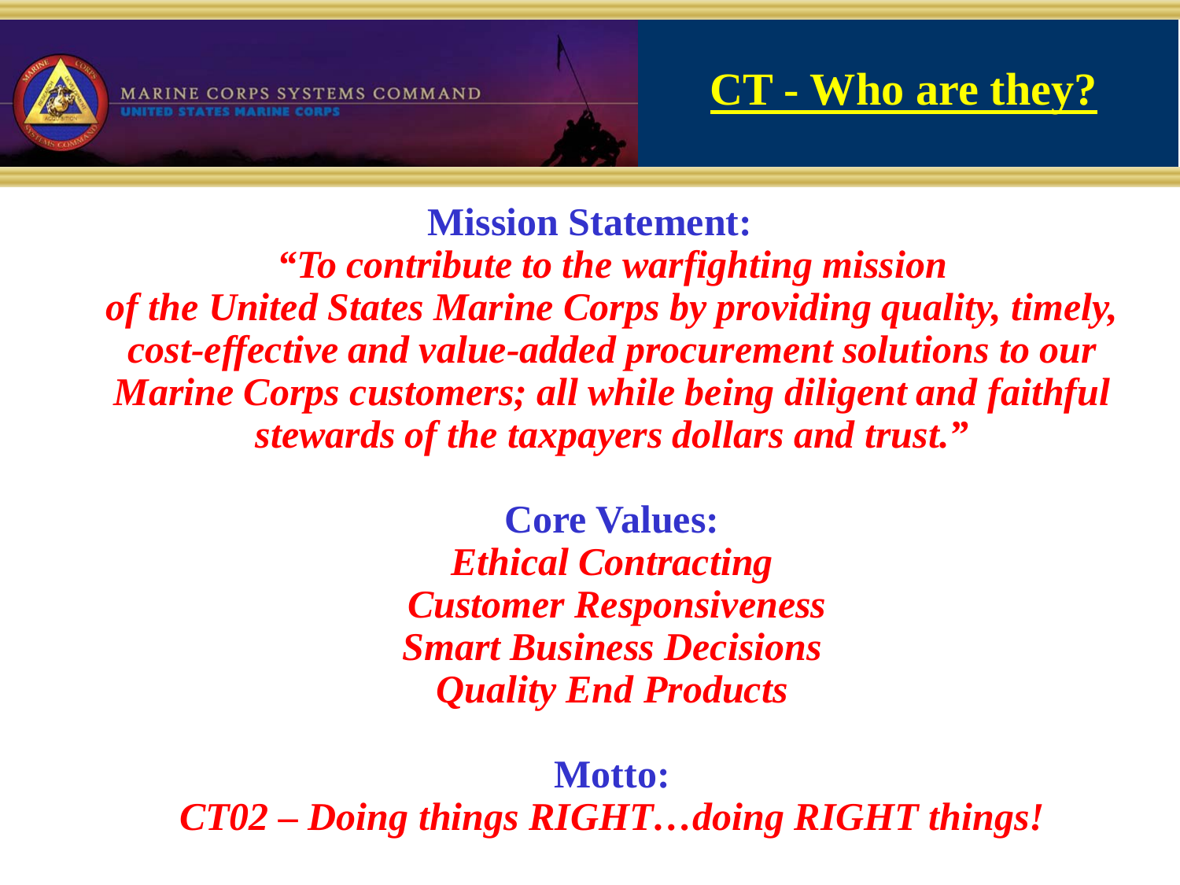# CT - Who are they?

MARINE CORPS SYSTEMS COMMAND
UNITED STATES MARINE CORPS

**Mission Statement:**

***"To contribute to the warfighting mission of the United States Marine Corps by providing quality, timely, cost-effective and value-added procurement solutions to our Marine Corps customers; all while being diligent and faithful stewards of the taxpayers dollars and trust."***

**Core Values:**

***Ethical Contracting***
***Customer Responsiveness***
***Smart Business Decisions***
***Quality End Products***

**Motto:**

***CT02 – Doing things RIGHT…doing RIGHT things!***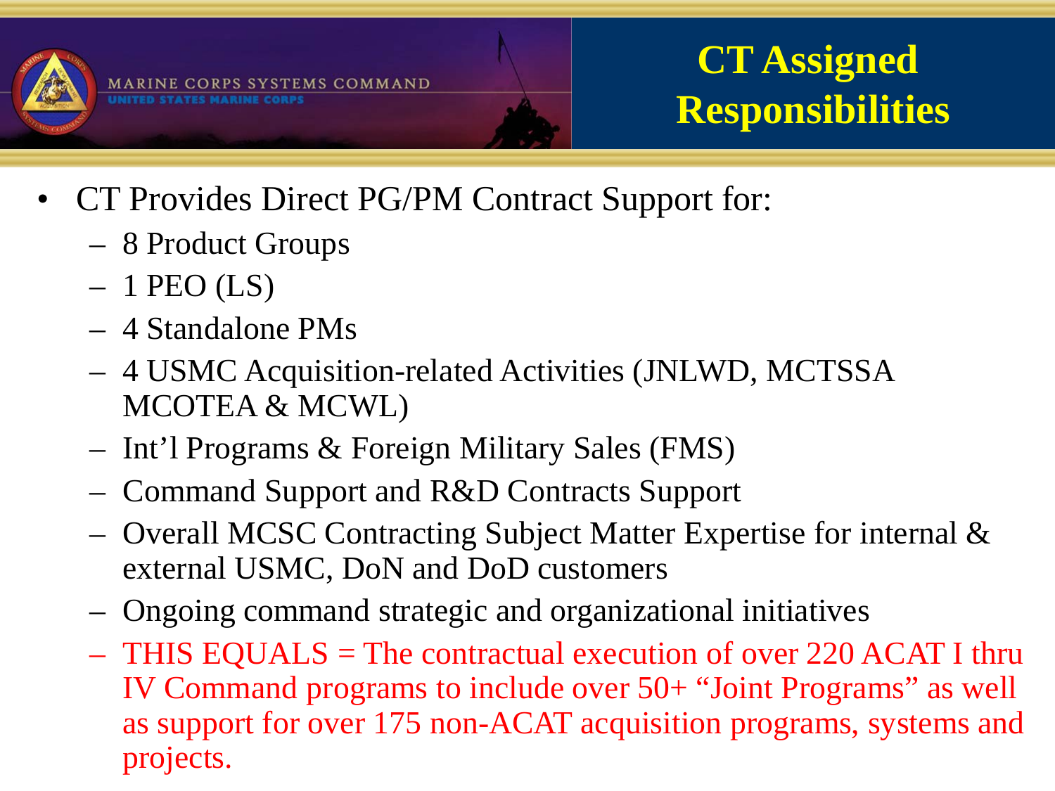# CT Assigned Responsibilities

- CT Provides Direct PG/PM Contract Support for:
  - 8 Product Groups
  - 1 PEO (LS)
  - 4 Standalone PMs
  - 4 USMC Acquisition-related Activities (JNLWD, MCTSSA MCOTEA & MCWL)
  - Int'l Programs & Foreign Military Sales (FMS)
  - Command Support and R&D Contracts Support
  - Overall MCSC Contracting Subject Matter Expertise for internal & external USMC, DoN and DoD customers
  - Ongoing command strategic and organizational initiatives
  - THIS EQUALS = The contractual execution of over 220 ACAT I thru IV Command programs to include over 50+ "Joint Programs" as well as support for over 175 non-ACAT acquisition programs, systems and projects.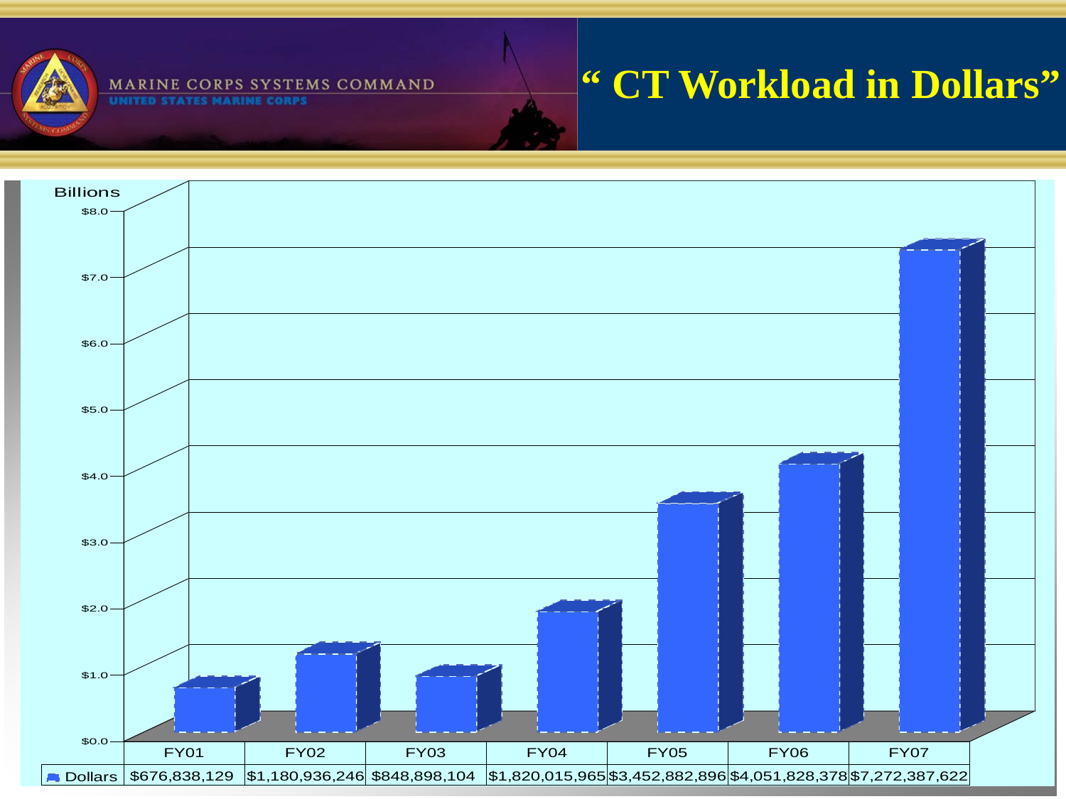# "CT Workload in Dollars"

Billions

| | FY01 | FY02 | FY03 | FY04 | FY05 | FY06 | FY07 |
|---|---|---|---|---|---|---|---|
| Dollars | $676,838,129 | $1,180,936,246 | $848,898,104 | $1,820,015,965 | $3,452,882,896 | $4,051,828,378 | $7,272,387,622 |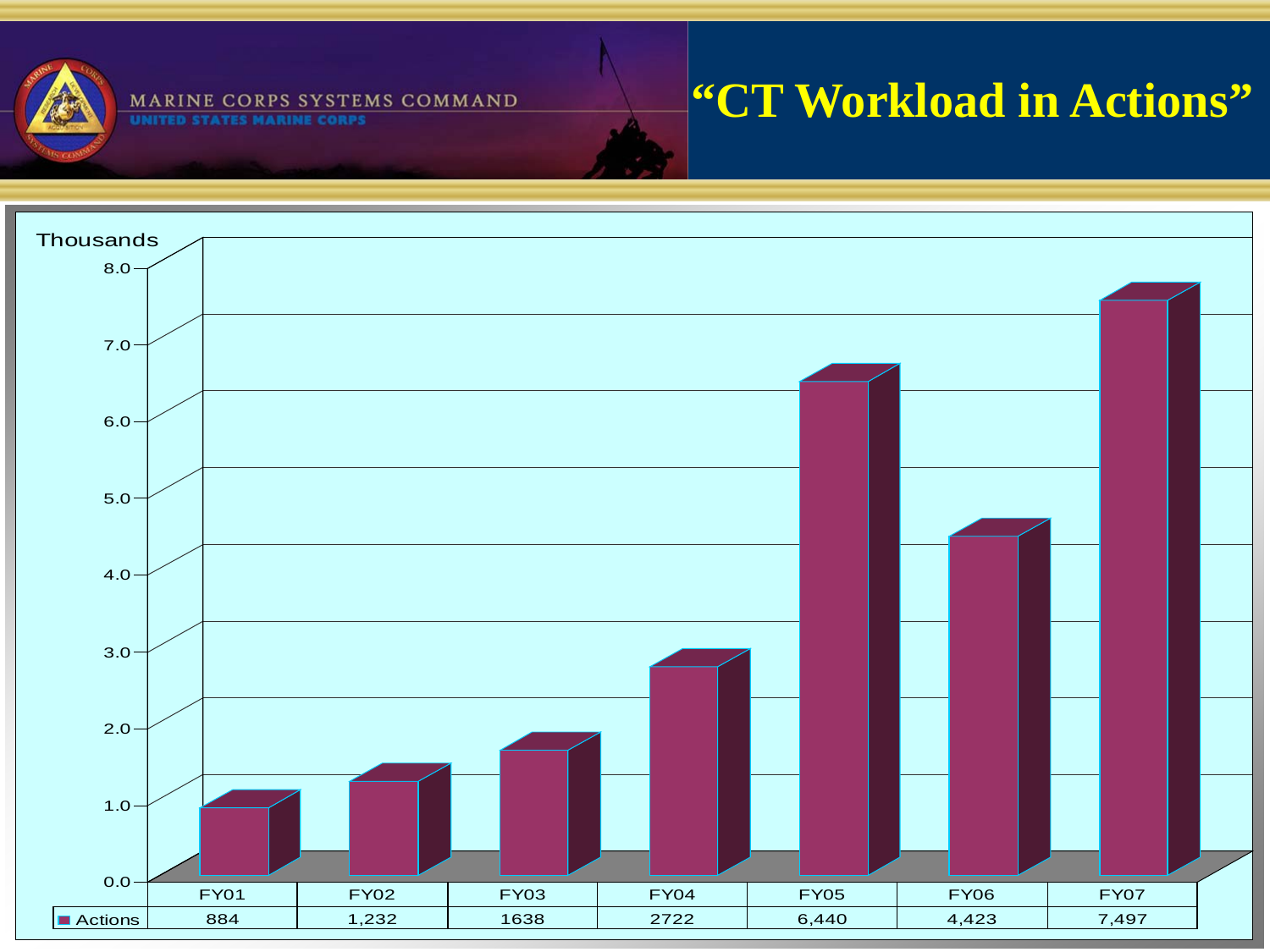MARINE CORPS SYSTEMS COMMAND
UNITED STATES MARINE CORPS

# "CT Workload in Actions"

Thousands

8.0
7.0
6.0
5.0
4.0
3.0
2.0
1.0
0.0

| | FY01 | FY02 | FY03 | FY04 | FY05 | FY06 | FY07 |
|---|---|---|---|---|---|---|---|
| Actions | 884 | 1,232 | 1638 | 2722 | 6,440 | 4,423 | 7,497 |